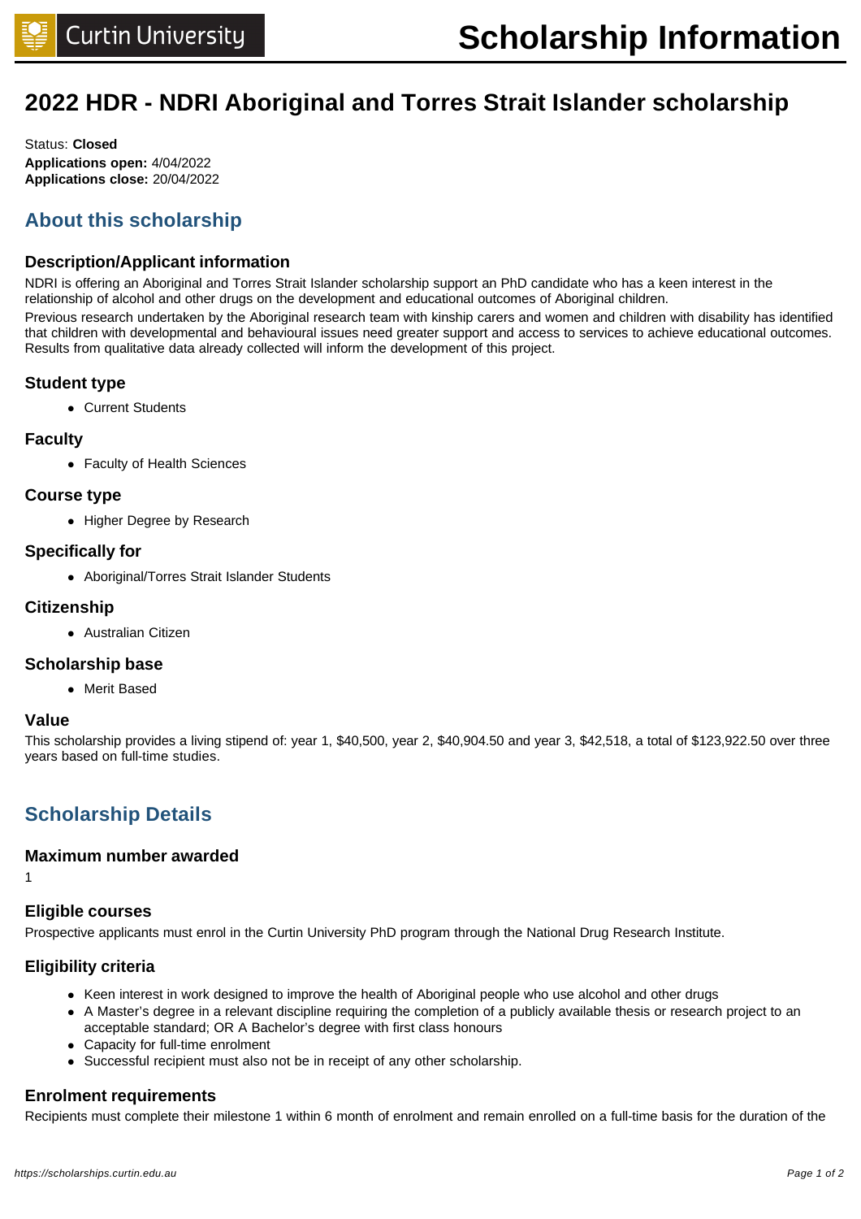# 2022 HDR - NDRI Aboriginal and Torres Strait Islander scholarship

Status: **Closed**
**Applications open:** 4/04/2022
**Applications close:** 20/04/2022

## About this scholarship

### Description/Applicant information

NDRI is offering an Aboriginal and Torres Strait Islander scholarship support an PhD candidate who has a keen interest in the relationship of alcohol and other drugs on the development and educational outcomes of Aboriginal children.

Previous research undertaken by the Aboriginal research team with kinship carers and women and children with disability has identified that children with developmental and behavioural issues need greater support and access to services to achieve educational outcomes. Results from qualitative data already collected will inform the development of this project.

### Student type

- Current Students

### Faculty

- Faculty of Health Sciences

### Course type

- Higher Degree by Research

### Specifically for

- Aboriginal/Torres Strait Islander Students

### Citizenship

- Australian Citizen

### Scholarship base

- Merit Based

### Value

This scholarship provides a living stipend of: year 1, $40,500, year 2, $40,904.50 and year 3, $42,518, a total of $123,922.50 over three years based on full-time studies.

## Scholarship Details

### Maximum number awarded

1

### Eligible courses

Prospective applicants must enrol in the Curtin University PhD program through the National Drug Research Institute.

### Eligibility criteria

- Keen interest in work designed to improve the health of Aboriginal people who use alcohol and other drugs
- A Master's degree in a relevant discipline requiring the completion of a publicly available thesis or research project to an acceptable standard; OR A Bachelor's degree with first class honours
- Capacity for full-time enrolment
- Successful recipient must also not be in receipt of any other scholarship.

### Enrolment requirements

Recipients must complete their milestone 1 within 6 month of enrolment and remain enrolled on a full-time basis for the duration of the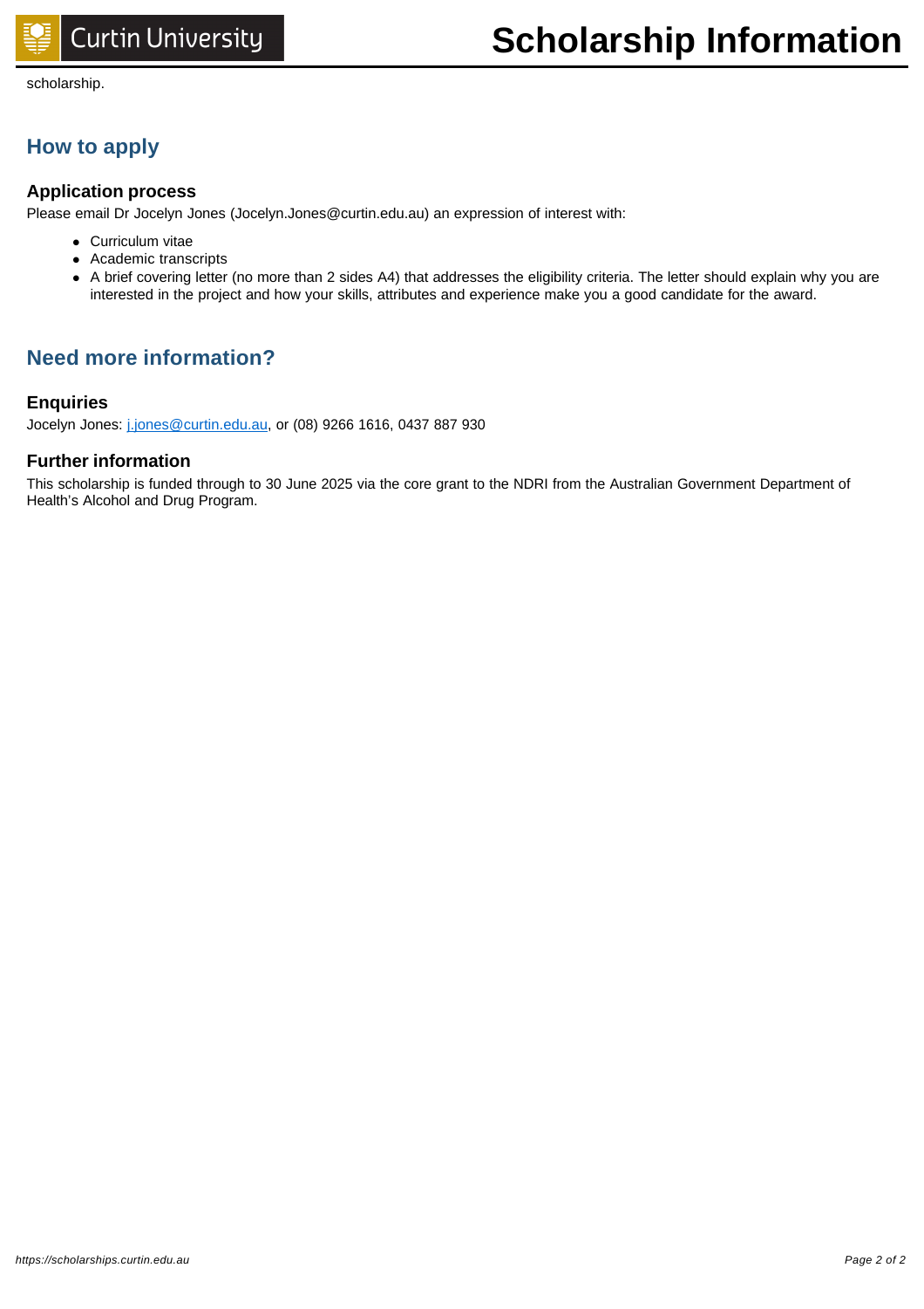scholarship.

## How to apply

### Application process

Please email Dr Jocelyn Jones (Jocelyn.Jones@curtin.edu.au) an expression of interest with:

- Curriculum vitae
- Academic transcripts
- A brief covering letter (no more than 2 sides A4) that addresses the eligibility criteria. The letter should explain why you are interested in the project and how your skills, attributes and experience make you a good candidate for the award.

## Need more information?

### Enquiries

Jocelyn Jones: j.jones@curtin.edu.au, or (08) 9266 1616, 0437 887 930

### Further information

This scholarship is funded through to 30 June 2025 via the core grant to the NDRI from the Australian Government Department of Health's Alcohol and Drug Program.